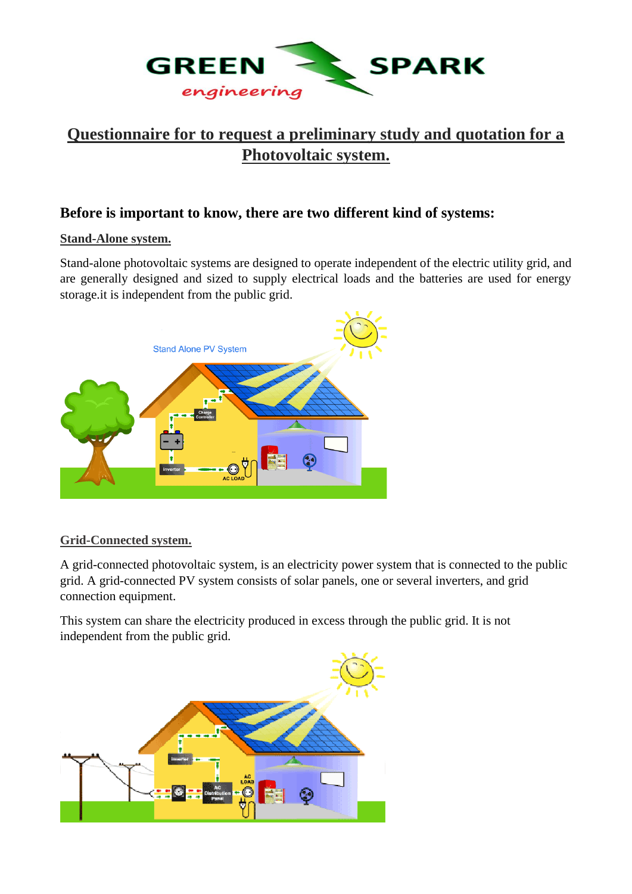GREEN SPARK
engineering

# Questionnaire for to request a preliminary study and quotation for a Photovoltaic system.

## Before is important to know, there are two different kind of systems:

**Stand-Alone system.**

Stand-alone photovoltaic systems are designed to operate independent of the electric utility grid, and are generally designed and sized to supply electrical loads and the batteries are used for energy storage.it is independent from the public grid.

**Grid-Connected system.**

A grid-connected photovoltaic system, is an electricity power system that is connected to the public grid. A grid-connected PV system consists of solar panels, one or several inverters, and grid connection equipment.

This system can share the electricity produced in excess through the public grid. It is not independent from the public grid.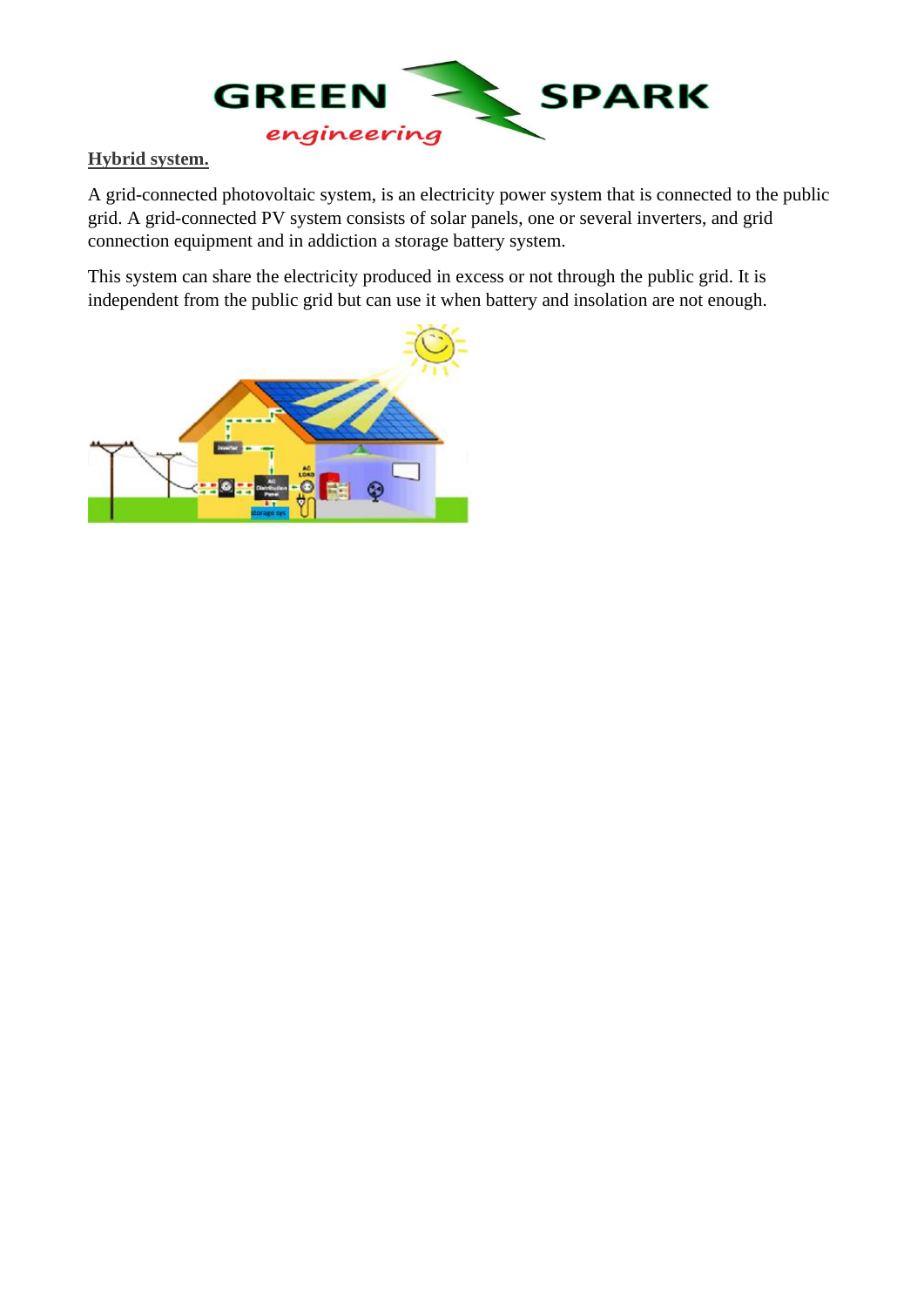**Hybrid system.**

A grid-connected photovoltaic system, is an electricity power system that is connected to the public grid. A grid-connected PV system consists of solar panels, one or several inverters, and grid connection equipment and in addiction a storage battery system.

This system can share the electricity produced in excess or not through the public grid. It is independent from the public grid but can use it when battery and insolation are not enough.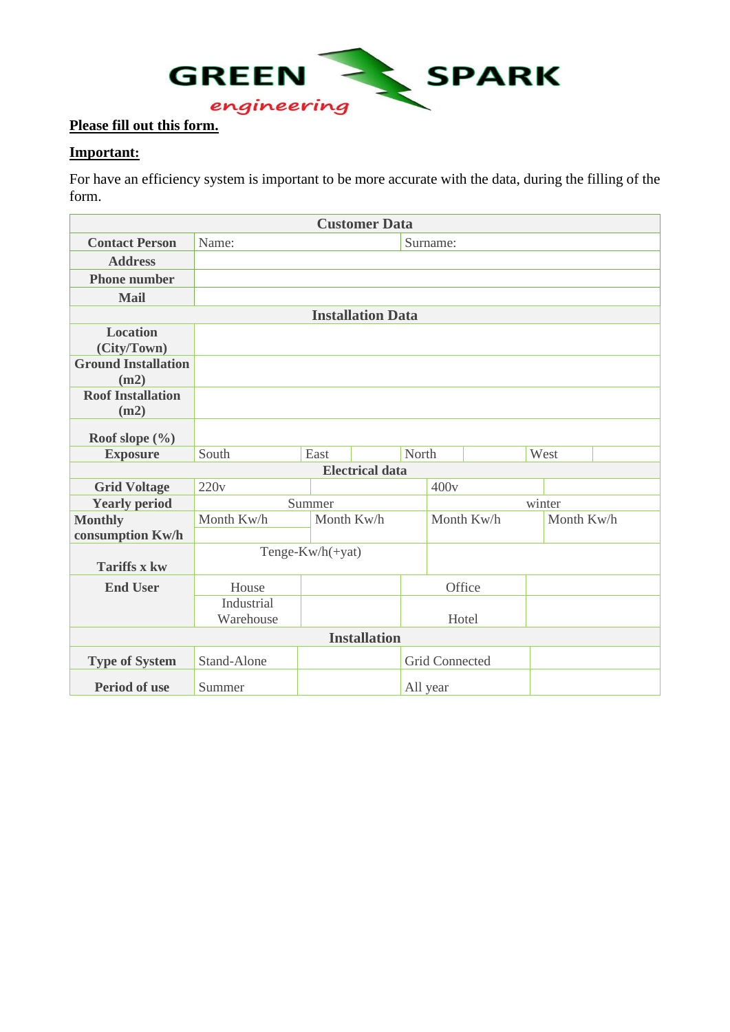GREEN SPARK engineering

**Please fill out this form.**

**Important:**

For have an efficiency system is important to be more accurate with the data, during the filling of the form.

| **Customer Data** | | | | | | | |
|---|---|---|---|---|---|---|---|
| **Contact Person** | Name: | | | Surname: | | | |
| **Address** | | | | | | | |
| **Phone number** | | | | | | | |
| **Mail** | | | | | | | |
| **Installation Data** | | | | | | | |
| **Location (City/Town)** | | | | | | | |
| **Ground Installation (m2)** | | | | | | | |
| **Roof Installation (m2)** | | | | | | | |
| **Roof slope (%)** | | | | | | | |
| **Exposure** | South | East | | North | | West | |
| **Electrical data** | | | | | | | |
| **Grid Voltage** | 220v | | | 400v | | | |
| **Yearly period** | Summer | | | winter | | | |
| **Monthly consumption Kw/h** | Month Kw/h | Month Kw/h | | Month Kw/h | | Month Kw/h | |
| **Tariffs x kw** | Tenge-Kw/h(+yat) | | | | | | |
| **End User** | House | | | Office | | | |
| | Industrial Warehouse | | | Hotel | | | |
| **Installation** | | | | | | | |
| **Type of System** | Stand-Alone | | | Grid Connected | | | |
| **Period of use** | Summer | | | All year | | | |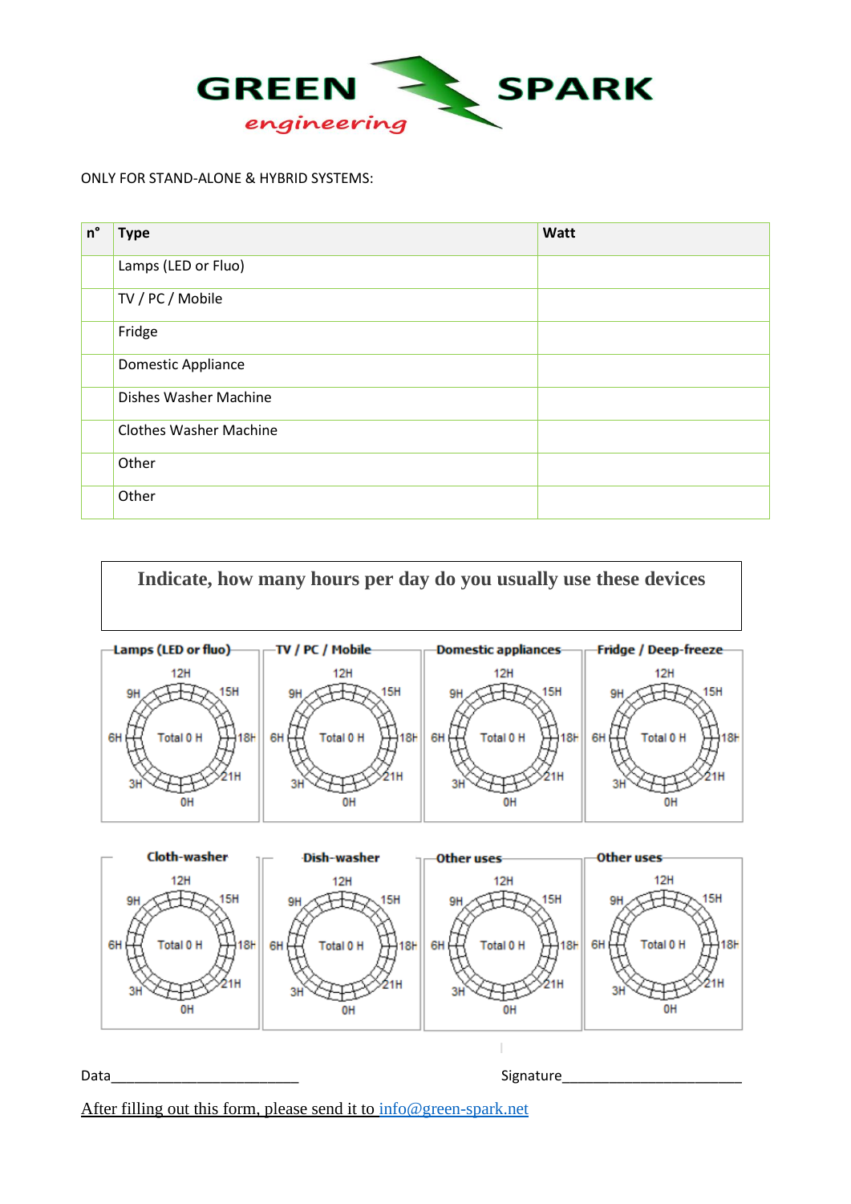GREEN SPARK

engineering

ONLY FOR STAND-ALONE & HYBRID SYSTEMS:

| n° | Type | Watt |
|---|---|---|
| | Lamps (LED or Fluo) | |
| | TV / PC / Mobile | |
| | Fridge | |
| | Domestic Appliance | |
| | Dishes Washer Machine | |
| | Clothes Washer Machine | |
| | Other | |
| | Other | |

**Indicate, how many hours per day do you usually use these devices**

Lamps (LED or fluo)

12H 15H 18H 21H 0H 3H 6H 9H

Total 0 H

TV / PC / Mobile

12H 15H 18H 21H 0H 3H 6H 9H

Total 0 H

Domestic appliances

12H 15H 18H 21H 0H 3H 6H 9H

Total 0 H

Fridge / Deep-freeze

12H 15H 18H 21H 0H 3H 6H 9H

Total 0 H

Cloth-washer

12H 15H 18H 21H 0H 3H 6H 9H

Total 0 H

Dish-washer

12H 15H 18H 21H 0H 3H 6H 9H

Total 0 H

Other uses

12H 15H 18H 21H 0H 3H 6H 9H

Total 0 H

Other uses

12H 15H 18H 21H 0H 3H 6H 9H

Total 0 H

Data________________________ Signature_______________________

After filling out this form, please send it to info@green-spark.net